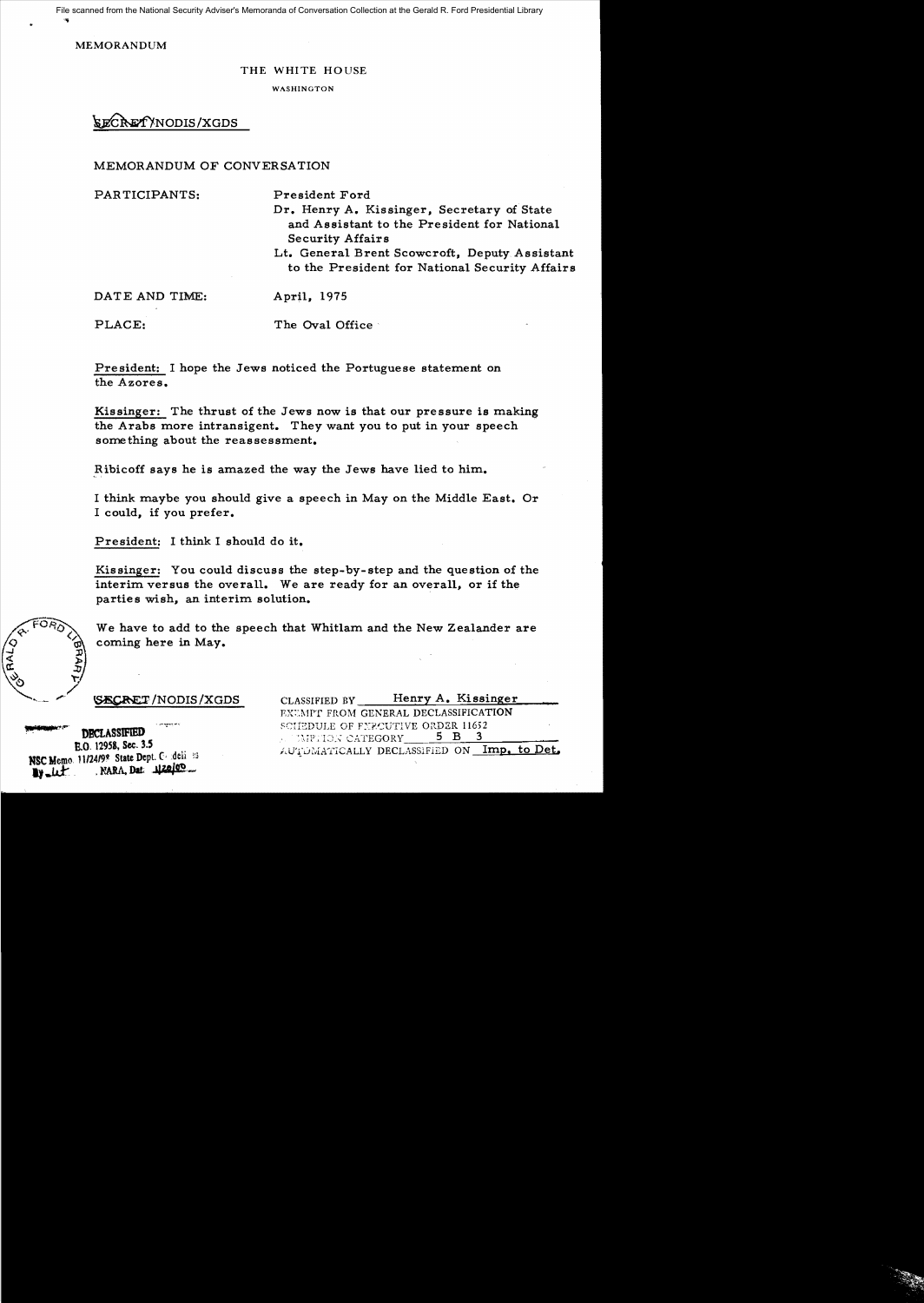File scanned from the National Security Adviser's Memoranda of Conversation Collection at the Gerald R. Ford Presidential Library

MEMORANDUM

THE WHITE HOUSE

WASHINGTON

SECRET/NODIS/XGDS

MEMORANDUM OF CONVERSATION

PARTICIPANTS: President Ford

Dr. Henry A. Kissinger, Secretary of State and Assistant to the President for National Security Affairs

Lt. General Brent Scowcroft, Deputy Assistant to the President for National Security Affairs

DATE AND TIME: April, 1975

PLACE: The Oval Office

President: I hope the Jews noticed the Portuguese statement on the Azores.

Kissinger: The thrust of the Jews now is that our pressure is making the Arabs more intransigent. They want you to put in your speech something about the reassessment.

Ribicoff says he is amazed the way the Jews have lied to him.

I think maybe you should give a speech in May on the Middle East. Or I could, if you prefer.

President: I think I should do it.

Kissinger: You could discuss the step-by-step and the question of the interim versus the overall. We are ready for an overall, or if the parties wish, an interim solution.

We have to add to the speech that Whitlam and the New Zealander are coming here in May.

SECRET/NODIS/XGDS

CLASSIFIED BY Henry A. Kissinger
EXEMPT FROM GENERAL DECLASSIFICATION SCHEDULE OF EXECUTIVE ORDER 11652
EXEMPTION CATEGORY 5 B 3
AUTOMATICALLY DECLASSIFIED ON Imp. to Det.

DECLASSIFIED
E.O. 12958, Sec. 3.5
NSC Memo 11/24/98 State Dept. Guidelines
By ut NARA, Date 1/20/00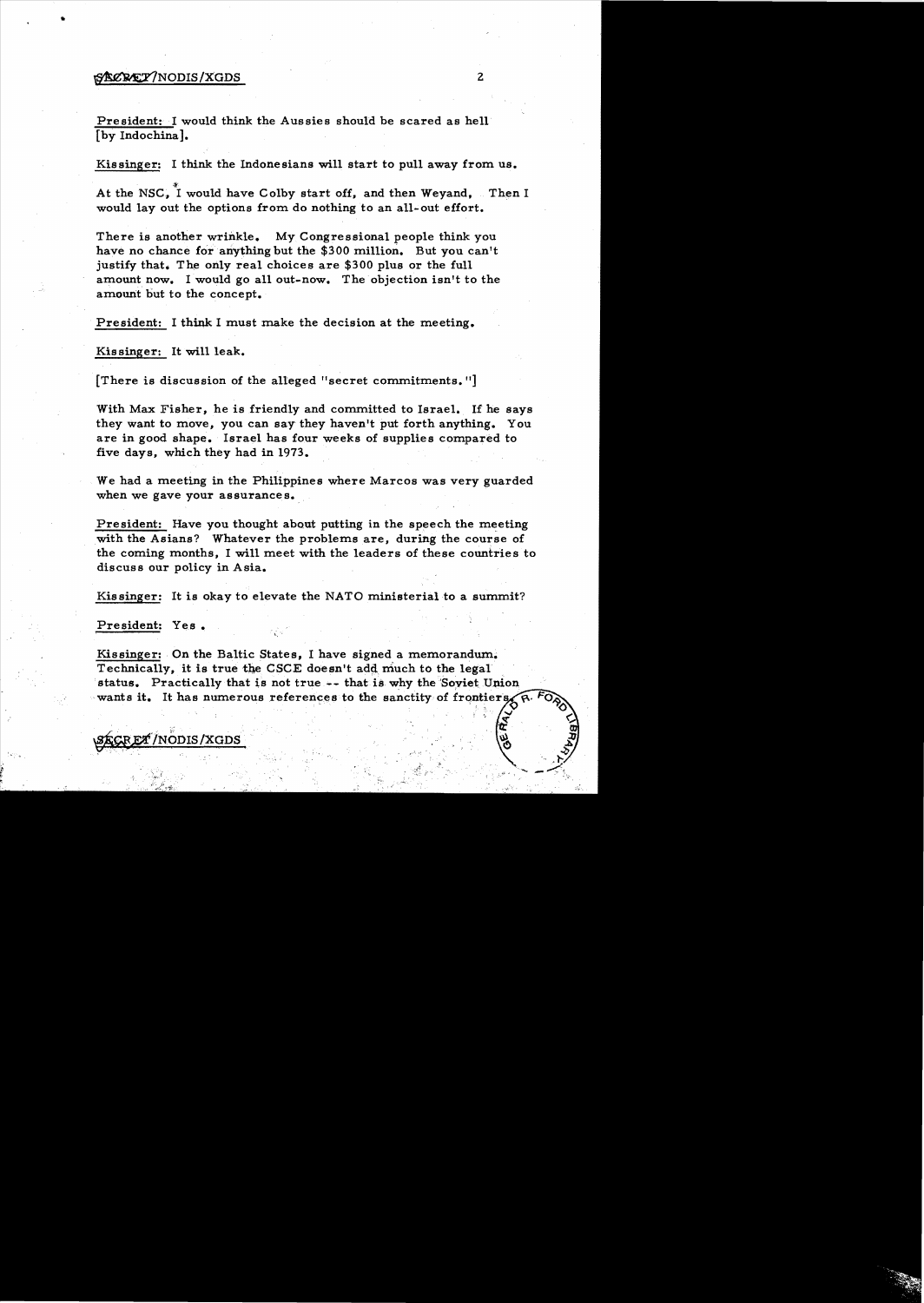President: I would think the Aussies should be scared as hell [by Indochina].

Kissinger: I think the Indonesians will start to pull away from us.

At the NSC, I would have Colby start off, and then Weyand. Then I would lay out the options from do nothing to an all-out effort.

There is another wrinkle. My Congressional people think you have no chance for anything but the $300 million. But you can't justify that. The only real choices are $300 plus or the full amount now. I would go all out-now. The objection isn't to the amount but to the concept.

President: I think I must make the decision at the meeting.

Kissinger: It will leak.

[There is discussion of the alleged "secret commitments."]

With Max Fisher, he is friendly and committed to Israel. If he says they want to move, you can say they haven't put forth anything. You are in good shape. Israel has four weeks of supplies compared to five days, which they had in 1973.

We had a meeting in the Philippines where Marcos was very guarded when we gave your assurances.

President: Have you thought about putting in the speech the meeting with the Asians? Whatever the problems are, during the course of the coming months, I will meet with the leaders of these countries to discuss our policy in Asia.

Kissinger: It is okay to elevate the NATO ministerial to a summit?

President: Yes.

Kissinger: On the Baltic States, I have signed a memorandum. Technically, it is true the CSCE doesn't add much to the legal status. Practically that is not true -- that is why the Soviet Union wants it. It has numerous references to the sanctity of frontiers.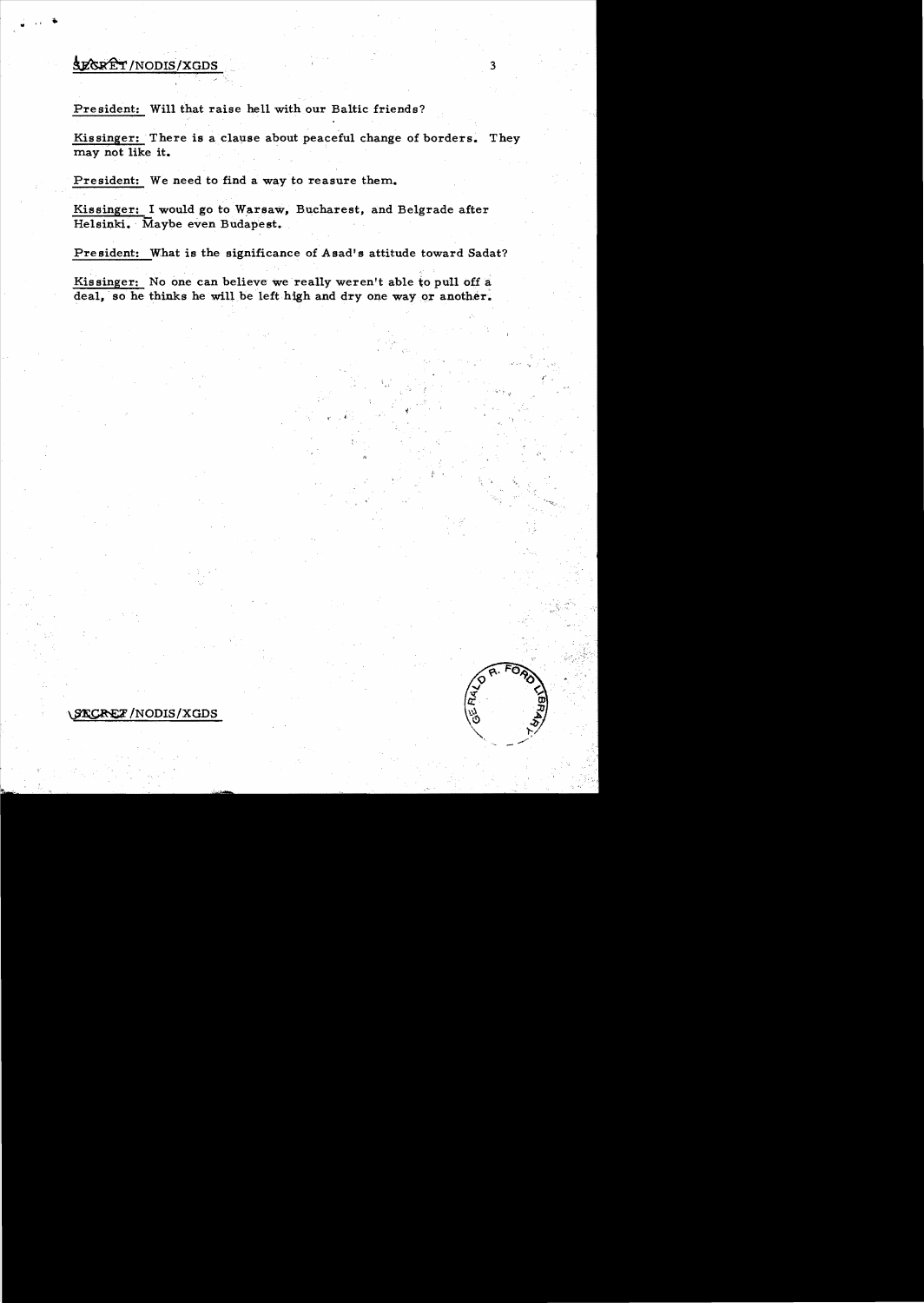**President:** Will that raise hell with our Baltic friends?

**Kissinger:** There is a clause about peaceful change of borders. They may not like it.

**President:** We need to find a way to reasure them.

**Kissinger:** I would go to Warsaw, Bucharest, and Belgrade after Helsinki. Maybe even Budapest.

**President:** What is the significance of Asad's attitude toward Sadat?

**Kissinger:** No one can believe we really weren't able to pull off a deal, so he thinks he will be left high and dry one way or another.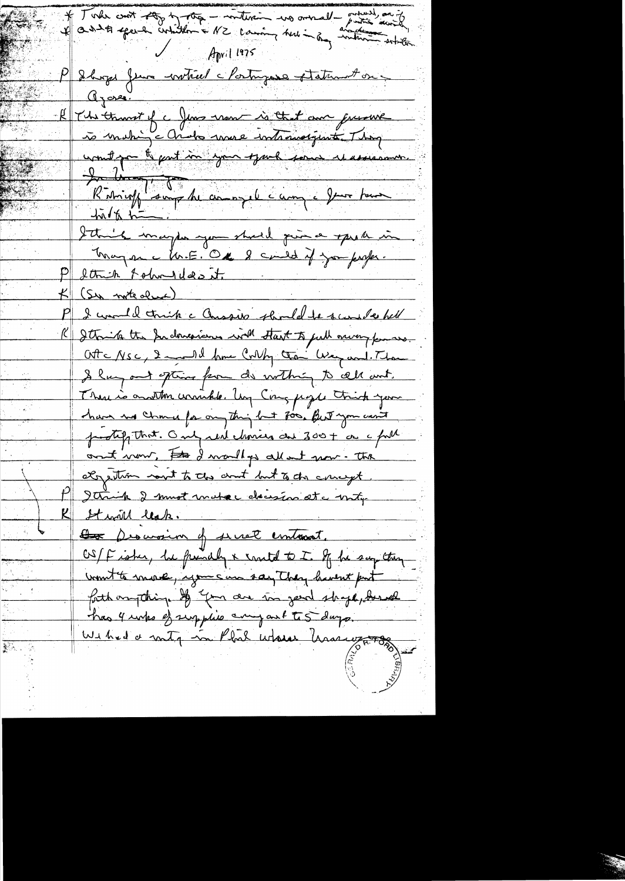* Take out step-by-step – interim vs overall – overall, and if parties accept
* And to speak whether NZ coming back in Iraq – and overall solution

April 1975

P Schlesinger was worried re Portuguese statement on Azores.

K The thrust of the Jews now is that our pressure is making the Arabs more intransigent. They want you to put in your speech some reassurance for Israel.

Ribicoff says he arranged the Jewish leaders to talk to him.

I think maybe you should give a speech in May on the M.E. Or I could if you prefer.

P I think I should do it.

K (See notes above)

P I would think the Russians should be scared as hell

K I think the Indonesians will start to pull away from us. At the NSC, I would have Colby then Weyand. Then I lay out options from do nothing to all out. There is another wrinkle. Many Cong people think you have no chance for anything but 700. But you can't justify that. Only real choices are 300+ or the full amount. I would go all out now – the objection won't be to the amount but to the concept.

P I think I must make the decision at the mtg.

K It will leak.

Discussion of secret contract.

On Fisher, be friendly and commit to I. If he says they want to move, you can say they haven't put forth anything. If you are in good shape, Israel has 4 wks of supplies compared to 5 days.

We had a mtg in Phil where Wassuzzo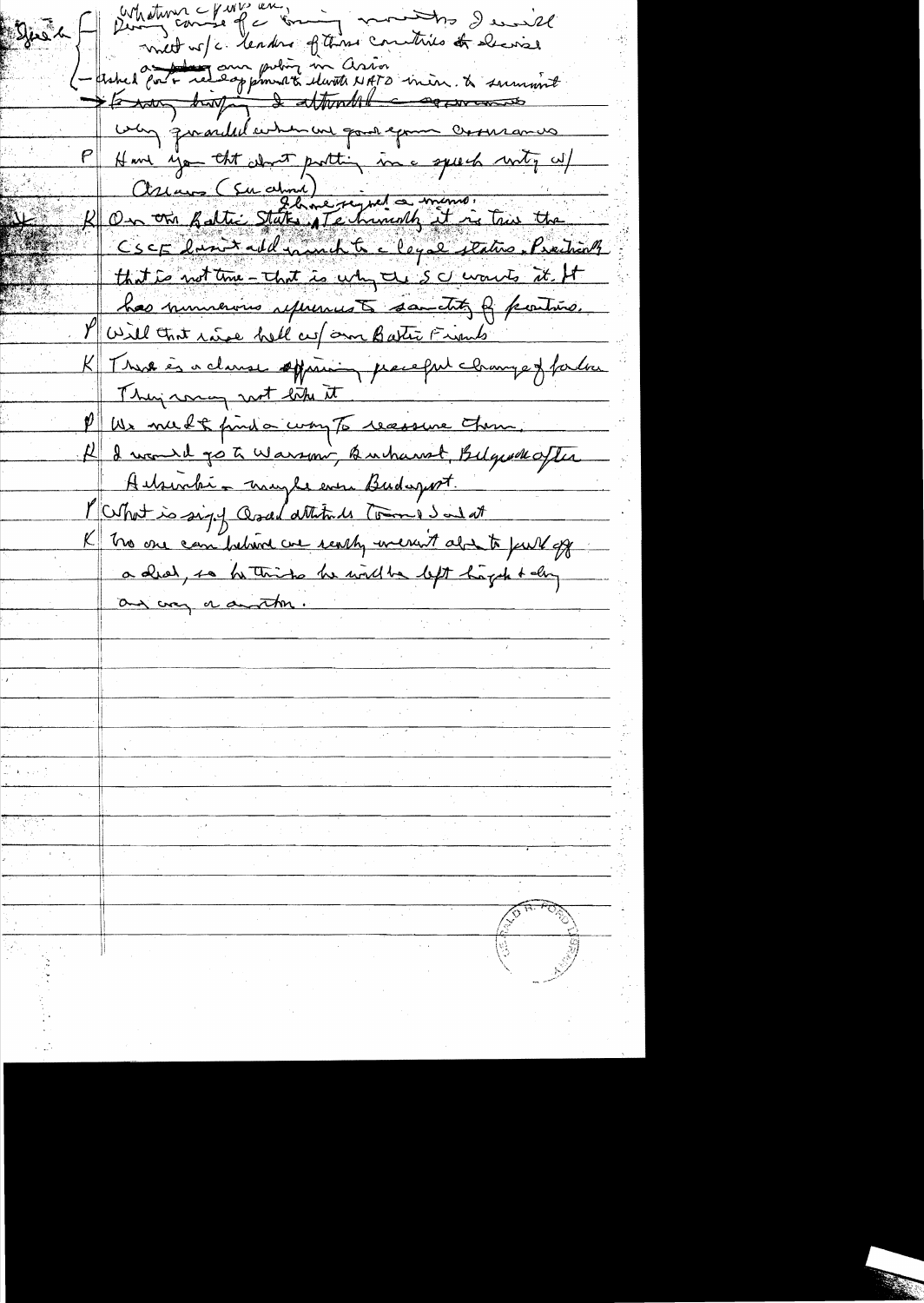Whatever c plans are,
Ilyich — During course of c coming months I will meet w/c. leaders of those countries to discuss
— asked for c reappointment of ~~aspects~~ our policy in Asia — Ilyich NATO min. & summit
→ ~~Everything having it attached a agreement~~
why guarded when we gave you assurances

P Have you thought about putting in a speech only w/ Assurances (Sec. about)

K On the Baltic States — I have signed a memo. Technically it is true the CSCE doesn't add much to a legal status. Practically that is not true — that is why the SU wants it. It has numerous references to sanctity of frontiers.

P Will that raise hell w/ our Baltic Friends

K There is a clause affirming peaceful change of frontiers. They may not like it

P We must find a way to reassure them.

K I would go to Warsaw, Bucharest, Belgrade after Helsinki — maybe even Budapest.

P What is sig. of Asad attitude Toward Sadat

K No one can believe we really weren't able to pull off a deal, so he thinks he will be left high & dry one way or another.